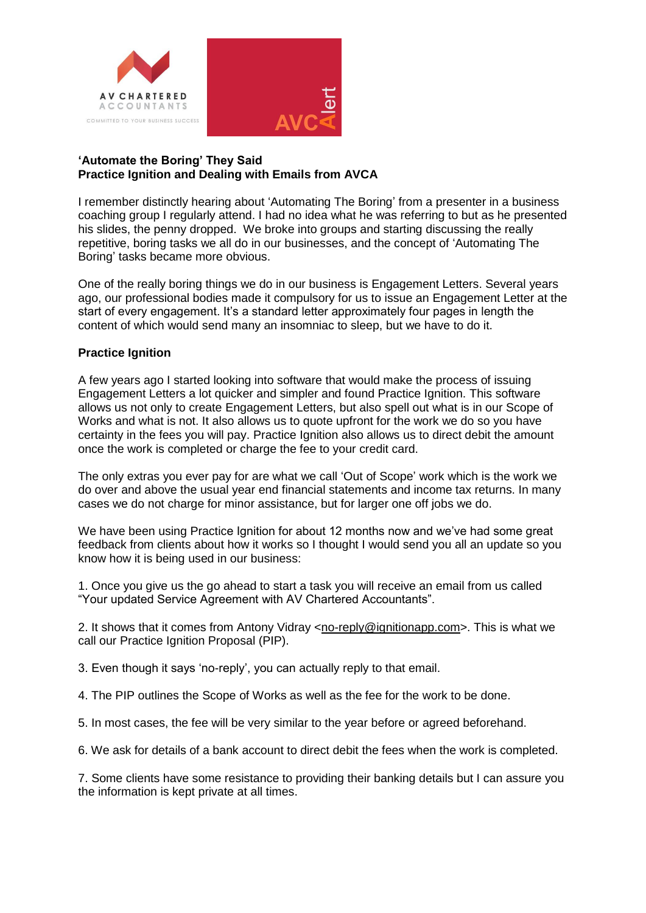**'Automate the Boring' They Said**
**Practice Ignition and Dealing with Emails from AVCA**

I remember distinctly hearing about 'Automating The Boring' from a presenter in a business coaching group I regularly attend. I had no idea what he was referring to but as he presented his slides, the penny dropped. We broke into groups and starting discussing the really repetitive, boring tasks we all do in our businesses, and the concept of 'Automating The Boring' tasks became more obvious.

One of the really boring things we do in our business is Engagement Letters. Several years ago, our professional bodies made it compulsory for us to issue an Engagement Letter at the start of every engagement. It's a standard letter approximately four pages in length the content of which would send many an insomniac to sleep, but we have to do it.

**Practice Ignition**

A few years ago I started looking into software that would make the process of issuing Engagement Letters a lot quicker and simpler and found Practice Ignition. This software allows us not only to create Engagement Letters, but also spell out what is in our Scope of Works and what is not. It also allows us to quote upfront for the work we do so you have certainty in the fees you will pay. Practice Ignition also allows us to direct debit the amount once the work is completed or charge the fee to your credit card.

The only extras you ever pay for are what we call 'Out of Scope' work which is the work we do over and above the usual year end financial statements and income tax returns. In many cases we do not charge for minor assistance, but for larger one off jobs we do.

We have been using Practice Ignition for about 12 months now and we've had some great feedback from clients about how it works so I thought I would send you all an update so you know how it is being used in our business:

1. Once you give us the go ahead to start a task you will receive an email from us called "Your updated Service Agreement with AV Chartered Accountants".

2. It shows that it comes from Antony Vidray <no-reply@ignitionapp.com>. This is what we call our Practice Ignition Proposal (PIP).

3. Even though it says 'no-reply', you can actually reply to that email.

4. The PIP outlines the Scope of Works as well as the fee for the work to be done.

5. In most cases, the fee will be very similar to the year before or agreed beforehand.

6. We ask for details of a bank account to direct debit the fees when the work is completed.

7. Some clients have some resistance to providing their banking details but I can assure you the information is kept private at all times.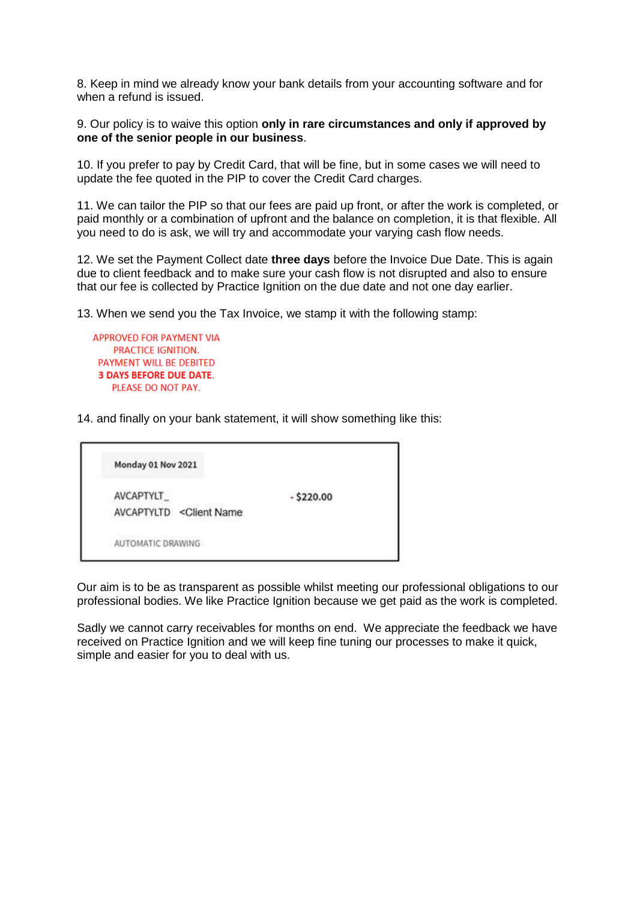8. Keep in mind we already know your bank details from your accounting software and for when a refund is issued.

9. Our policy is to waive this option **only in rare circumstances and only if approved by one of the senior people in our business**.

10. If you prefer to pay by Credit Card, that will be fine, but in some cases we will need to update the fee quoted in the PIP to cover the Credit Card charges.

11. We can tailor the PIP so that our fees are paid up front, or after the work is completed, or paid monthly or a combination of upfront and the balance on completion, it is that flexible. All you need to do is ask, we will try and accommodate your varying cash flow needs.

12. We set the Payment Collect date **three days** before the Invoice Due Date. This is again due to client feedback and to make sure your cash flow is not disrupted and also to ensure that our fee is collected by Practice Ignition on the due date and not one day earlier.

13. When we send you the Tax Invoice, we stamp it with the following stamp:

APPROVED FOR PAYMENT VIA
PRACTICE IGNITION.
PAYMENT WILL BE DEBITED
**3 DAYS BEFORE DUE DATE.**
PLEASE DO NOT PAY.

14. and finally on your bank statement, it will show something like this:

**Monday 01 Nov 2021**

AVCAPTYLT_ - $220.00
AVCAPTYLTD <Client Name

AUTOMATIC DRAWING

Our aim is to be as transparent as possible whilst meeting our professional obligations to our professional bodies. We like Practice Ignition because we get paid as the work is completed.

Sadly we cannot carry receivables for months on end. We appreciate the feedback we have received on Practice Ignition and we will keep fine tuning our processes to make it quick, simple and easier for you to deal with us.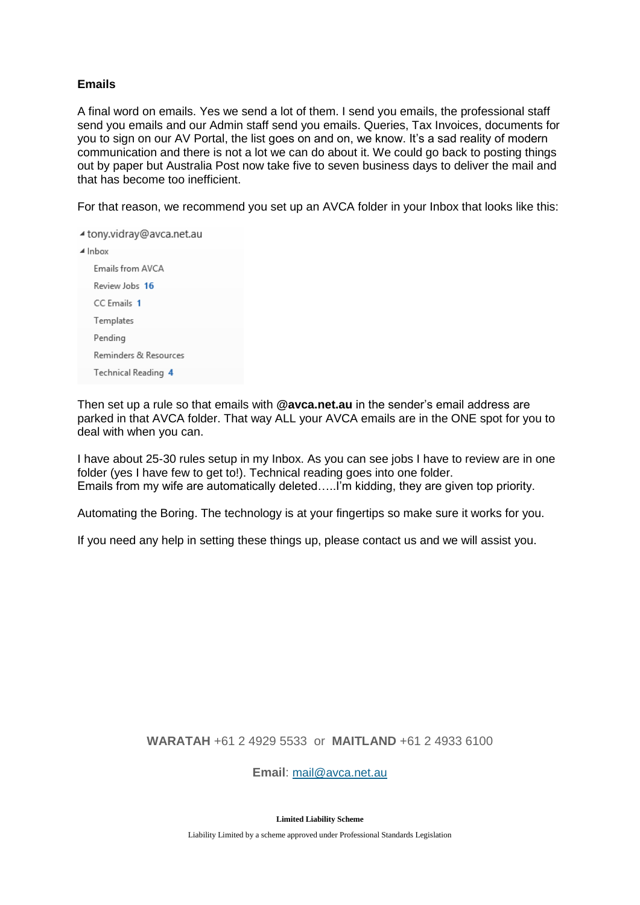**Emails**

A final word on emails. Yes we send a lot of them. I send you emails, the professional staff send you emails and our Admin staff send you emails. Queries, Tax Invoices, documents for you to sign on our AV Portal, the list goes on and on, we know. It's a sad reality of modern communication and there is not a lot we can do about it. We could go back to posting things out by paper but Australia Post now take five to seven business days to deliver the mail and that has become too inefficient.

For that reason, we recommend you set up an AVCA folder in your Inbox that looks like this:

- tony.vidray@avca.net.au
  - Inbox
    - Emails from AVCA
    - Review Jobs 16
    - CC Emails 1
    - Templates
    - Pending
    - Reminders & Resources
    - Technical Reading 4

Then set up a rule so that emails with **@avca.net.au** in the sender's email address are parked in that AVCA folder. That way ALL your AVCA emails are in the ONE spot for you to deal with when you can.

I have about 25-30 rules setup in my Inbox. As you can see jobs I have to review are in one folder (yes I have few to get to!). Technical reading goes into one folder.
Emails from my wife are automatically deleted…..I'm kidding, they are given top priority.

Automating the Boring. The technology is at your fingertips so make sure it works for you.

If you need any help in setting these things up, please contact us and we will assist you.

**WARATAH** +61 2 4929 5533 or **MAITLAND** +61 2 4933 6100

**Email**: mail@avca.net.au

**Limited Liability Scheme**

Liability Limited by a scheme approved under Professional Standards Legislation